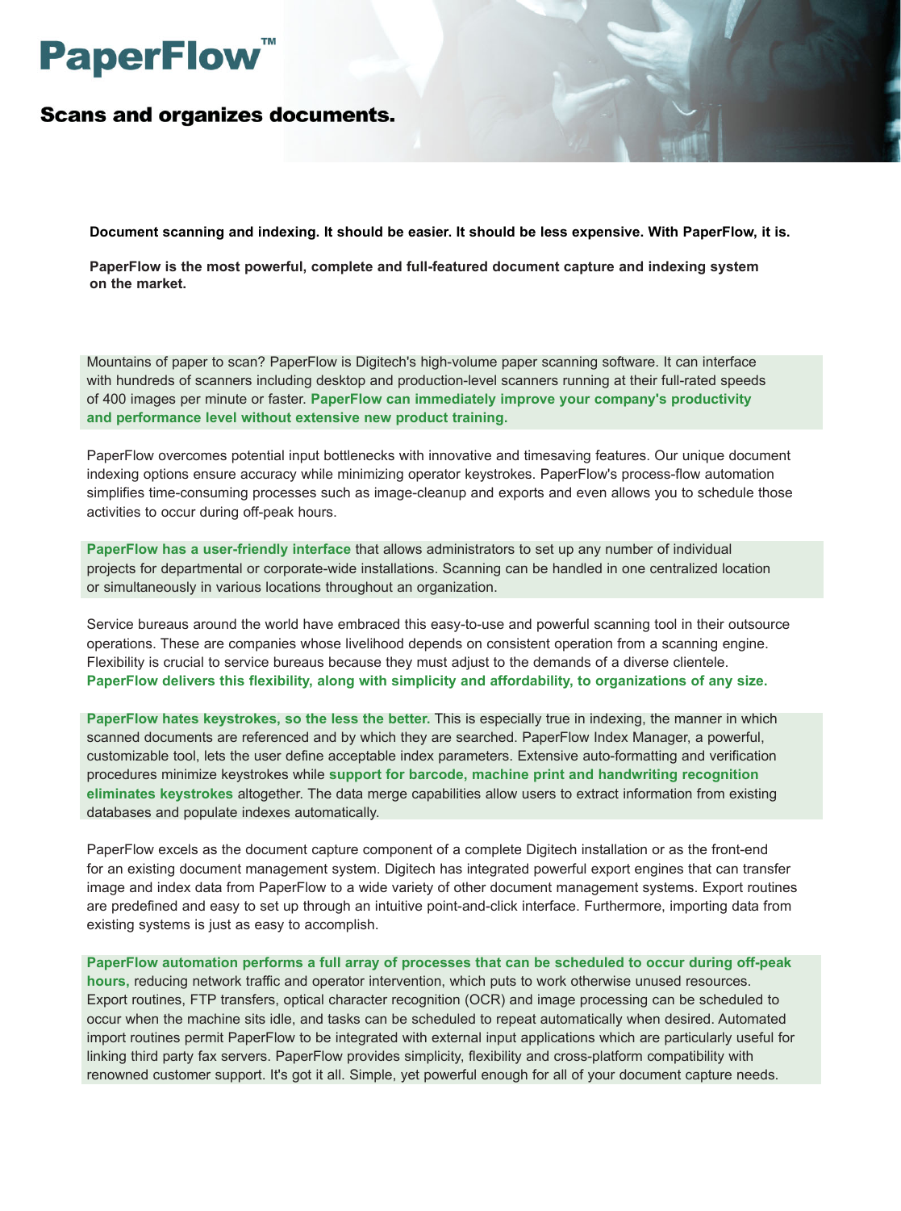# PaperFlow™

## Scans and organizes documents.

**Document scanning and indexing. It should be easier. It should be less expensive. With PaperFlow, it is.**

**PaperFlow is the most powerful, complete and full-featured document capture and indexing system on the market.**

Mountains of paper to scan? PaperFlow is Digitech's high-volume paper scanning software. It can interface with hundreds of scanners including desktop and production-level scanners running at their full-rated speeds of 400 images per minute or faster. **PaperFlow can immediately improve your company's productivity and performance level without extensive new product training.**

PaperFlow overcomes potential input bottlenecks with innovative and timesaving features. Our unique document indexing options ensure accuracy while minimizing operator keystrokes. PaperFlow's process-flow automation simplifies time-consuming processes such as image-cleanup and exports and even allows you to schedule those activities to occur during off-peak hours.

**PaperFlow has a user-friendly interface** that allows administrators to set up any number of individual projects for departmental or corporate-wide installations. Scanning can be handled in one centralized location or simultaneously in various locations throughout an organization.

Service bureaus around the world have embraced this easy-to-use and powerful scanning tool in their outsource operations. These are companies whose livelihood depends on consistent operation from a scanning engine. Flexibility is crucial to service bureaus because they must adjust to the demands of a diverse clientele. **PaperFlow delivers this flexibility, along with simplicity and affordability, to organizations of any size.**

**PaperFlow hates keystrokes, so the less the better.** This is especially true in indexing, the manner in which scanned documents are referenced and by which they are searched. PaperFlow Index Manager, a powerful, customizable tool, lets the user define acceptable index parameters. Extensive auto-formatting and verification procedures minimize keystrokes while **support for barcode, machine print and handwriting recognition eliminates keystrokes** altogether. The data merge capabilities allow users to extract information from existing databases and populate indexes automatically.

PaperFlow excels as the document capture component of a complete Digitech installation or as the front-end for an existing document management system. Digitech has integrated powerful export engines that can transfer image and index data from PaperFlow to a wide variety of other document management systems. Export routines are predefined and easy to set up through an intuitive point-and-click interface. Furthermore, importing data from existing systems is just as easy to accomplish.

**PaperFlow automation performs a full array of processes that can be scheduled to occur during off-peak hours,** reducing network traffic and operator intervention, which puts to work otherwise unused resources. Export routines, FTP transfers, optical character recognition (OCR) and image processing can be scheduled to occur when the machine sits idle, and tasks can be scheduled to repeat automatically when desired. Automated import routines permit PaperFlow to be integrated with external input applications which are particularly useful for linking third party fax servers. PaperFlow provides simplicity, flexibility and cross-platform compatibility with renowned customer support. It's got it all. Simple, yet powerful enough for all of your document capture needs.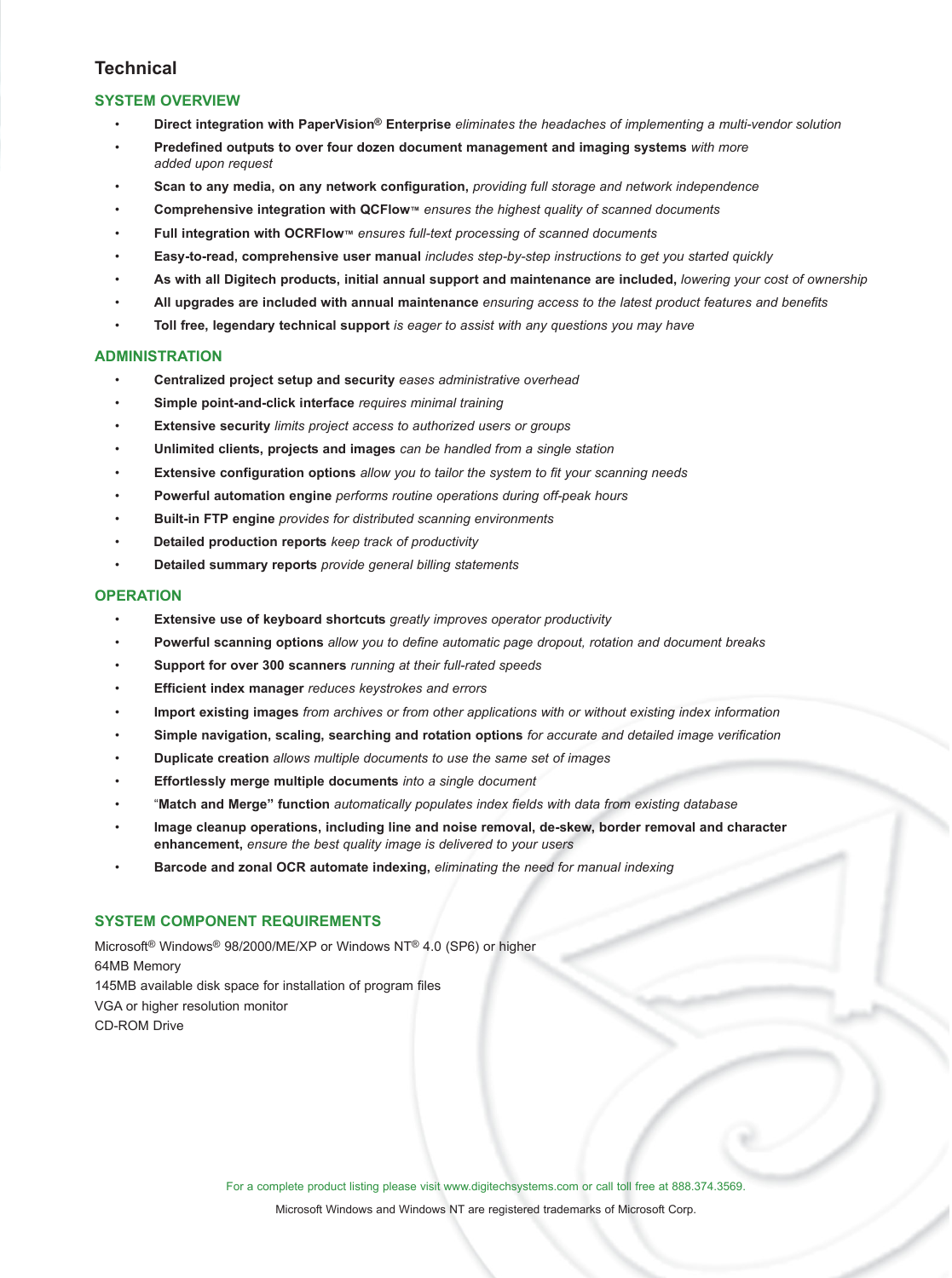## Technical

### SYSTEM OVERVIEW

- **Direct integration with PaperVision® Enterprise** *eliminates the headaches of implementing a multi-vendor solution*
- **Predefined outputs to over four dozen document management and imaging systems** *with more added upon request*
- **Scan to any media, on any network configuration,** *providing full storage and network independence*
- **Comprehensive integration with QCFlow™** *ensures the highest quality of scanned documents*
- **Full integration with OCRFlow™** *ensures full-text processing of scanned documents*
- **Easy-to-read, comprehensive user manual** *includes step-by-step instructions to get you started quickly*
- **As with all Digitech products, initial annual support and maintenance are included,** *lowering your cost of ownership*
- **All upgrades are included with annual maintenance** *ensuring access to the latest product features and benefits*
- **Toll free, legendary technical support** *is eager to assist with any questions you may have*

### ADMINISTRATION

- **Centralized project setup and security** *eases administrative overhead*
- **Simple point-and-click interface** *requires minimal training*
- **Extensive security** *limits project access to authorized users or groups*
- **Unlimited clients, projects and images** *can be handled from a single station*
- **Extensive configuration options** *allow you to tailor the system to fit your scanning needs*
- **Powerful automation engine** *performs routine operations during off-peak hours*
- **Built-in FTP engine** *provides for distributed scanning environments*
- **Detailed production reports** *keep track of productivity*
- **Detailed summary reports** *provide general billing statements*

### OPERATION

- **Extensive use of keyboard shortcuts** *greatly improves operator productivity*
- **Powerful scanning options** *allow you to define automatic page dropout, rotation and document breaks*
- **Support for over 300 scanners** *running at their full-rated speeds*
- **Efficient index manager** *reduces keystrokes and errors*
- **Import existing images** *from archives or from other applications with or without existing index information*
- **Simple navigation, scaling, searching and rotation options** *for accurate and detailed image verification*
- **Duplicate creation** *allows multiple documents to use the same set of images*
- **Effortlessly merge multiple documents** *into a single document*
- "**Match and Merge" function** *automatically populates index fields with data from existing database*
- **Image cleanup operations, including line and noise removal, de-skew, border removal and character enhancement,** *ensure the best quality image is delivered to your users*
- **Barcode and zonal OCR automate indexing,** *eliminating the need for manual indexing*

### SYSTEM COMPONENT REQUIREMENTS

Microsoft® Windows® 98/2000/ME/XP or Windows NT® 4.0 (SP6) or higher
64MB Memory
145MB available disk space for installation of program files
VGA or higher resolution monitor
CD-ROM Drive

For a complete product listing please visit www.digitechsystems.com or call toll free at 888.374.3569.

Microsoft Windows and Windows NT are registered trademarks of Microsoft Corp.